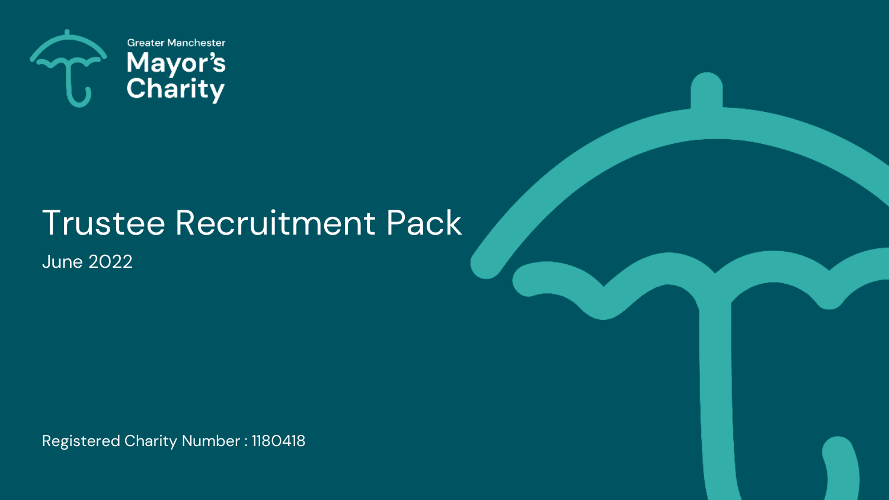Greater Manchester

Mayor's Charity

# Trustee Recruitment Pack

June 2022

Registered Charity Number : 1180418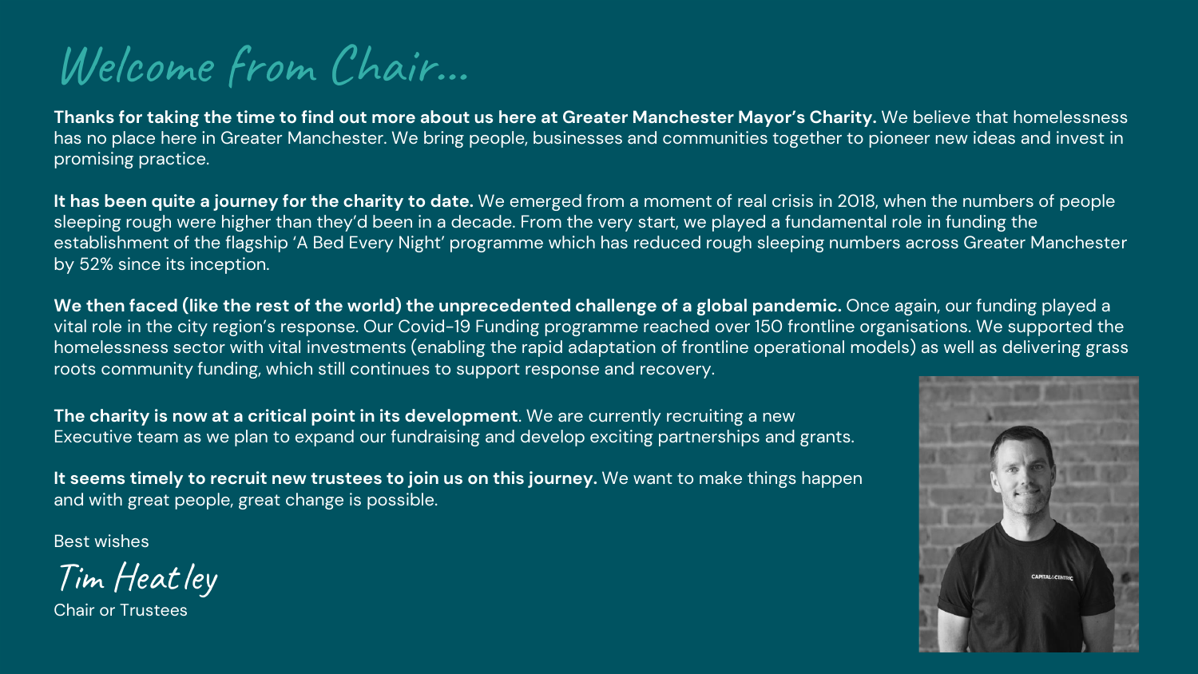# Welcome from Chair...

**Thanks for taking the time to find out more about us here at Greater Manchester Mayor's Charity.** We believe that homelessness has no place here in Greater Manchester. We bring people, businesses and communities together to pioneer new ideas and invest in promising practice.

**It has been quite a journey for the charity to date.** We emerged from a moment of real crisis in 2018, when the numbers of people sleeping rough were higher than they'd been in a decade. From the very start, we played a fundamental role in funding the establishment of the flagship 'A Bed Every Night' programme which has reduced rough sleeping numbers across Greater Manchester by 52% since its inception.

**We then faced (like the rest of the world) the unprecedented challenge of a global pandemic.** Once again, our funding played a vital role in the city region's response. Our Covid-19 Funding programme reached over 150 frontline organisations. We supported the homelessness sector with vital investments (enabling the rapid adaptation of frontline operational models) as well as delivering grass roots community funding, which still continues to support response and recovery.

**The charity is now at a critical point in its development**. We are currently recruiting a new Executive team as we plan to expand our fundraising and develop exciting partnerships and grants.

**It seems timely to recruit new trustees to join us on this journey.** We want to make things happen and with great people, great change is possible.

Best wishes

*Tim Heatley*

Chair or Trustees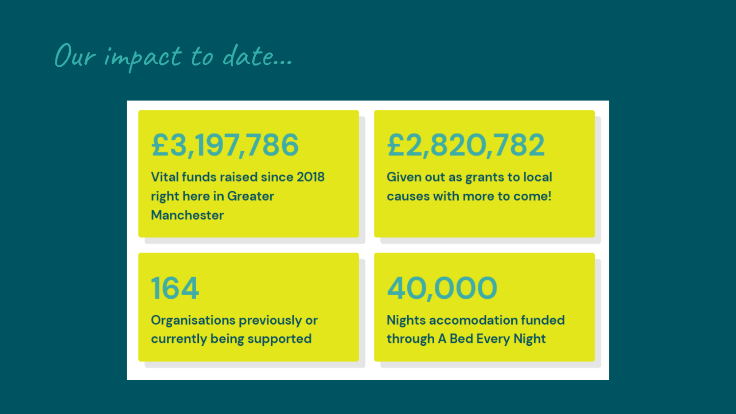# Our impact to date...

**£3,197,786**

Vital funds raised since 2018 right here in Greater Manchester

**£2,820,782**

Given out as grants to local causes with more to come!

**164**

Organisations previously or currently being supported

**40,000**

Nights accomodation funded through A Bed Every Night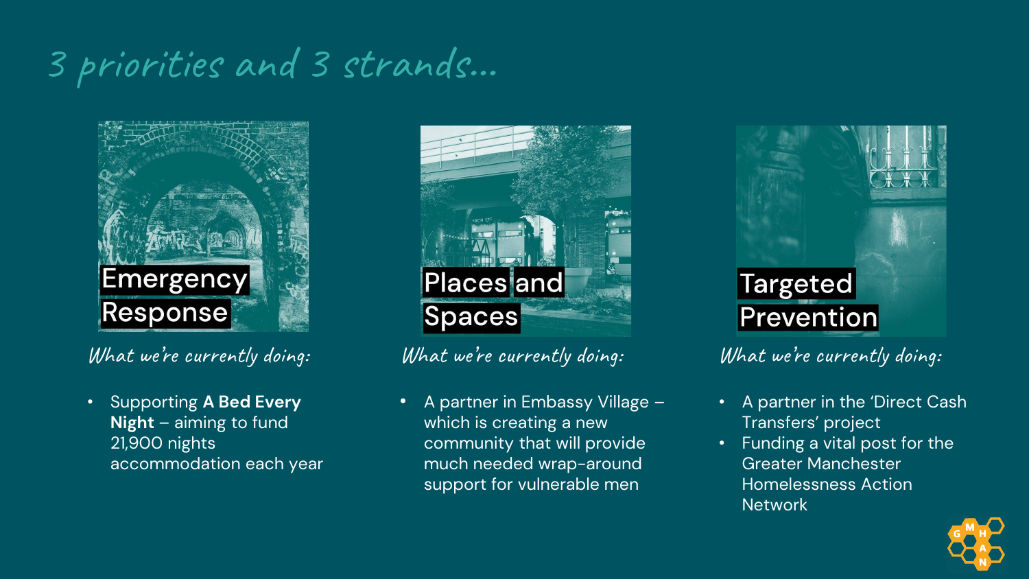# 3 priorities and 3 strands...

## Emergency Response

*What we're currently doing:*

- Supporting **A Bed Every Night** – aiming to fund 21,900 nights accommodation each year

## Places and Spaces

*What we're currently doing:*

- A partner in Embassy Village – which is creating a new community that will provide much needed wrap-around support for vulnerable men

## Targeted Prevention

*What we're currently doing:*

- A partner in the 'Direct Cash Transfers' project
- Funding a vital post for the Greater Manchester Homelessness Action Network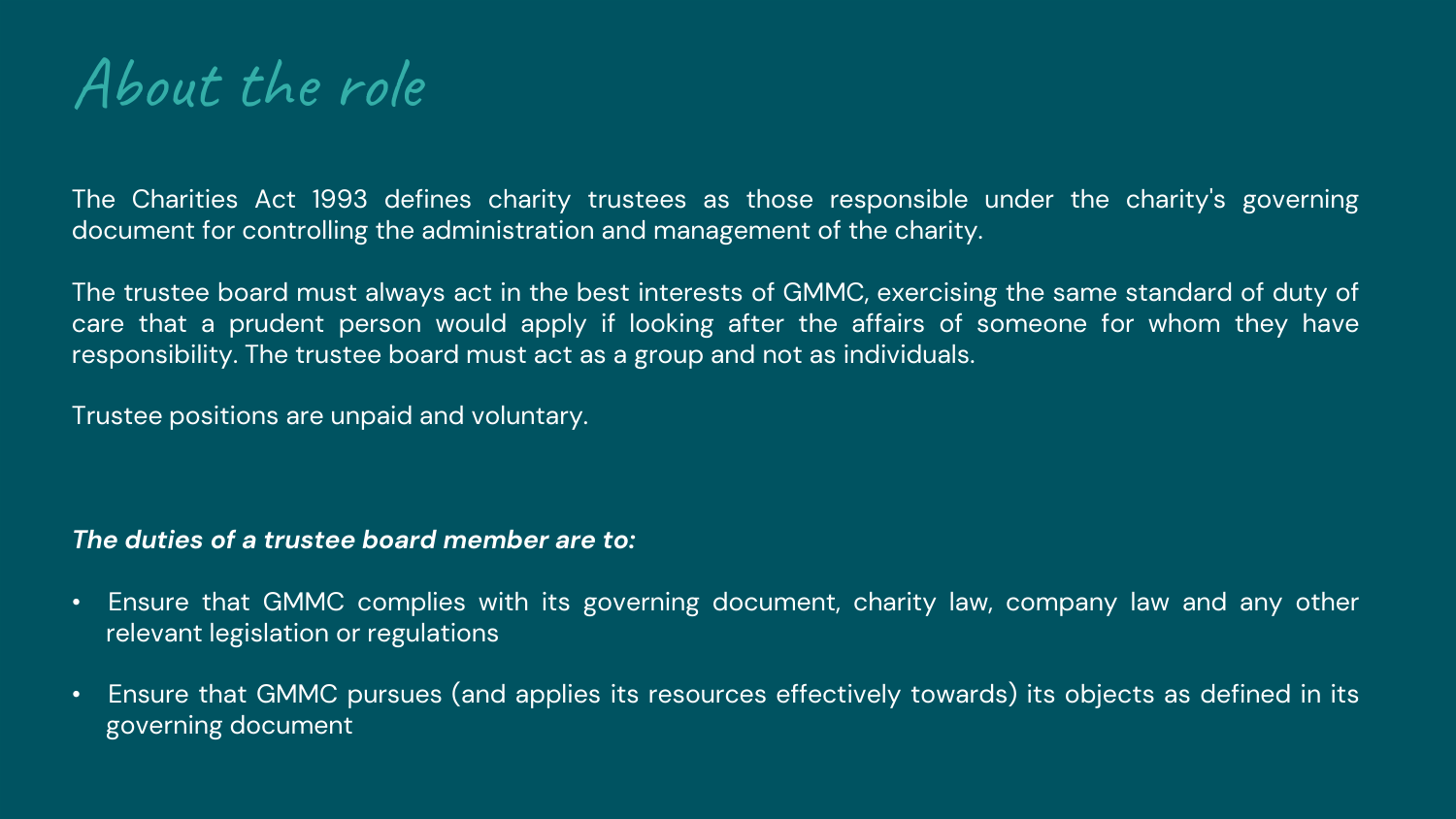# About the role

The Charities Act 1993 defines charity trustees as those responsible under the charity's governing document for controlling the administration and management of the charity.

The trustee board must always act in the best interests of GMMC, exercising the same standard of duty of care that a prudent person would apply if looking after the affairs of someone for whom they have responsibility. The trustee board must act as a group and not as individuals.

Trustee positions are unpaid and voluntary.

***The duties of a trustee board member are to:***

- Ensure that GMMC complies with its governing document, charity law, company law and any other relevant legislation or regulations
- Ensure that GMMC pursues (and applies its resources effectively towards) its objects as defined in its governing document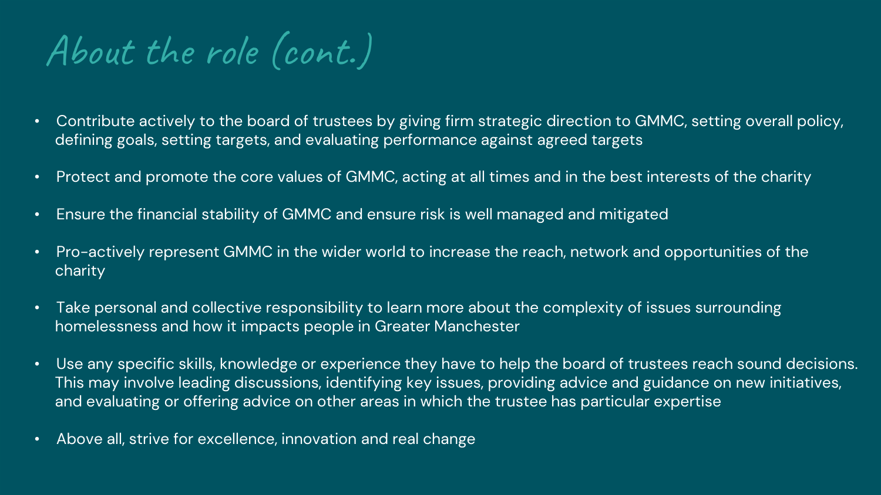# About the role (cont.)

- Contribute actively to the board of trustees by giving firm strategic direction to GMMC, setting overall policy, defining goals, setting targets, and evaluating performance against agreed targets
- Protect and promote the core values of GMMC, acting at all times and in the best interests of the charity
- Ensure the financial stability of GMMC and ensure risk is well managed and mitigated
- Pro-actively represent GMMC in the wider world to increase the reach, network and opportunities of the charity
- Take personal and collective responsibility to learn more about the complexity of issues surrounding homelessness and how it impacts people in Greater Manchester
- Use any specific skills, knowledge or experience they have to help the board of trustees reach sound decisions. This may involve leading discussions, identifying key issues, providing advice and guidance on new initiatives, and evaluating or offering advice on other areas in which the trustee has particular expertise
- Above all, strive for excellence, innovation and real change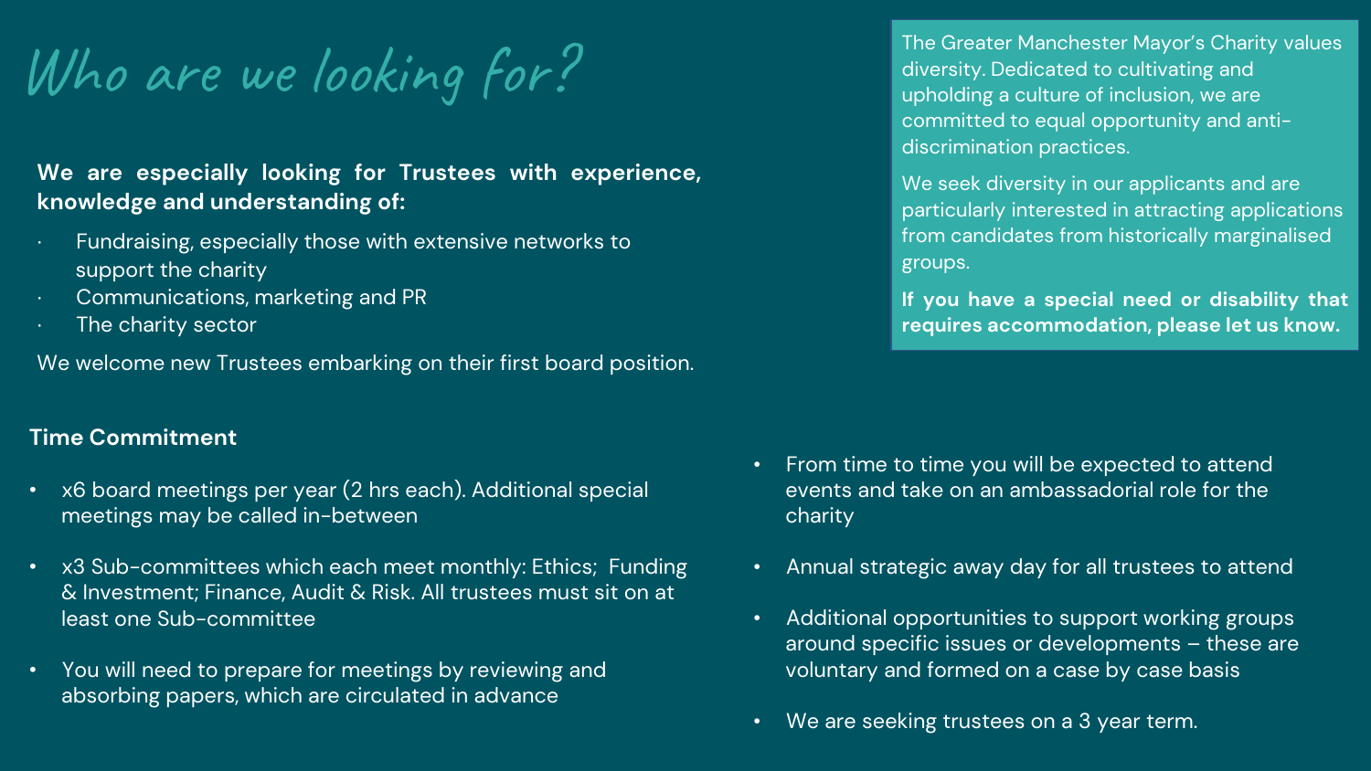# Who are we looking for?

**We are especially looking for Trustees with experience, knowledge and understanding of:**

- Fundraising, especially those with extensive networks to support the charity
- Communications, marketing and PR
- The charity sector

We welcome new Trustees embarking on their first board position.

The Greater Manchester Mayor's Charity values diversity. Dedicated to cultivating and upholding a culture of inclusion, we are committed to equal opportunity and anti-discrimination practices.

We seek diversity in our applicants and are particularly interested in attracting applications from candidates from historically marginalised groups.

**If you have a special need or disability that requires accommodation, please let us know.**

## Time Commitment

- x6 board meetings per year (2 hrs each). Additional special meetings may be called in-between
- x3 Sub-committees which each meet monthly: Ethics; Funding & Investment; Finance, Audit & Risk. All trustees must sit on at least one Sub-committee
- You will need to prepare for meetings by reviewing and absorbing papers, which are circulated in advance
- From time to time you will be expected to attend events and take on an ambassadorial role for the charity
- Annual strategic away day for all trustees to attend
- Additional opportunities to support working groups around specific issues or developments – these are voluntary and formed on a case by case basis
- We are seeking trustees on a 3 year term.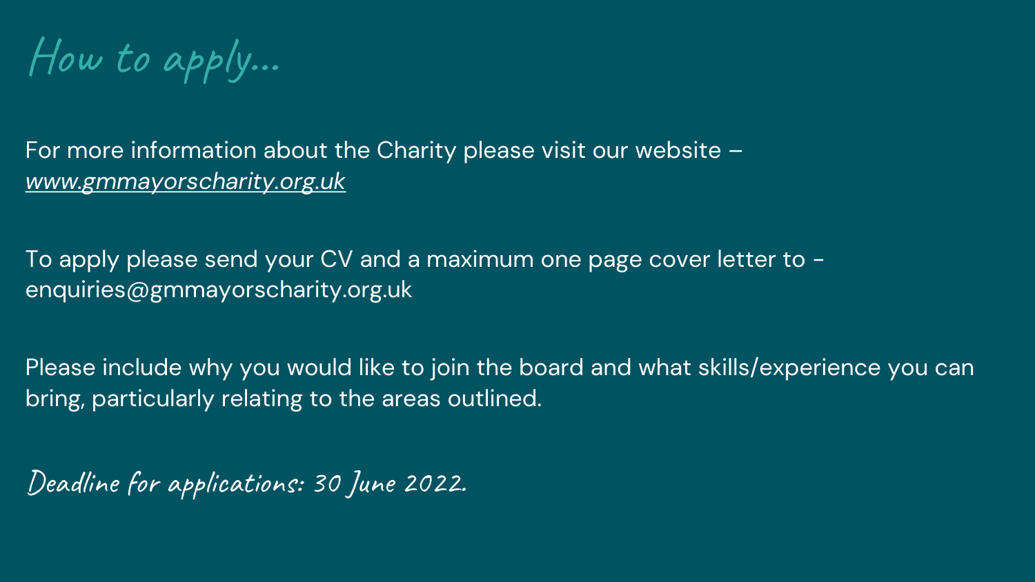# How to apply...

For more information about the Charity please visit our website – *www.gmmayorscharity.org.uk*

To apply please send your CV and a maximum one page cover letter to - enquiries@gmmayorscharity.org.uk

Please include why you would like to join the board and what skills/experience you can bring, particularly relating to the areas outlined.

**Deadline for applications: 30 June 2022.**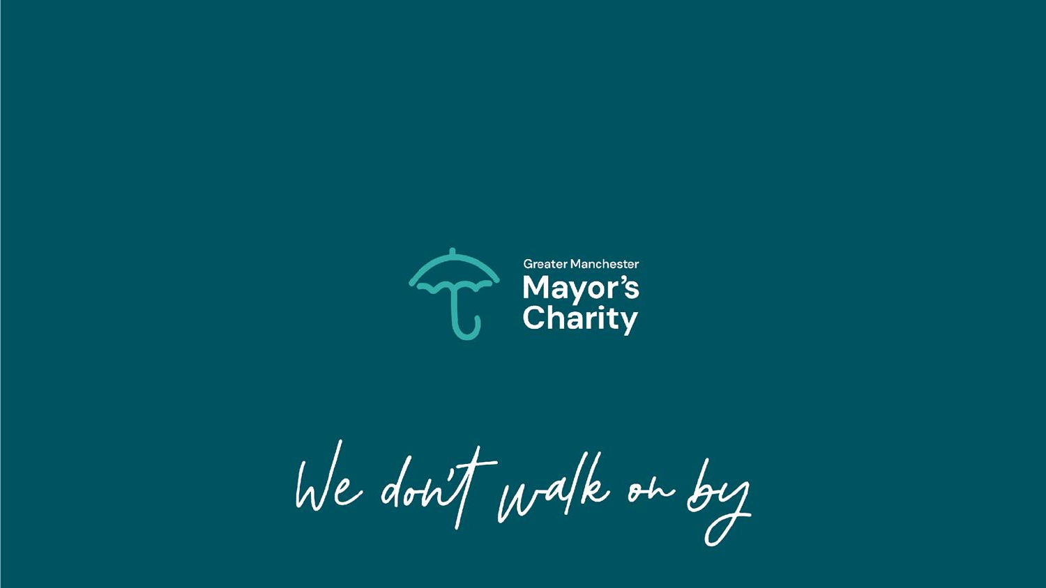Greater Manchester
Mayor's
Charity

*We don't walk on by*